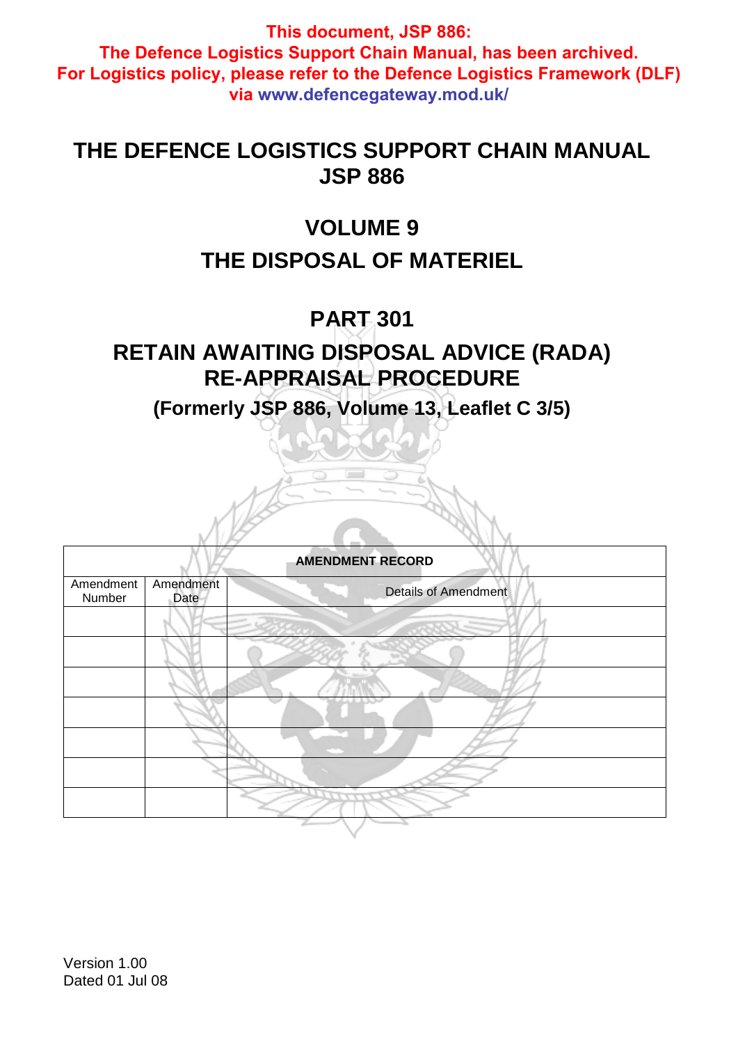**This document, JSP 886:**
**The Defence Logistics Support Chain Manual, has been archived.**
**For Logistics policy, please refer to the Defence Logistics Framework (DLF) via www.defencegateway.mod.uk/**

# THE DEFENCE LOGISTICS SUPPORT CHAIN MANUAL
# JSP 886

## VOLUME 9
## THE DISPOSAL OF MATERIEL

## PART 301
## RETAIN AWAITING DISPOSAL ADVICE (RADA) RE-APPRAISAL PROCEDURE

### (Formerly JSP 886, Volume 13, Leaflet C 3/5)

| AMENDMENT RECORD | | |
|---|---|---|
| Amendment Number | Amendment Date | Details of Amendment |
| | | |
| | | |
| | | |
| | | |
| | | |
| | | |
| | | |

Version 1.00
Dated 01 Jul 08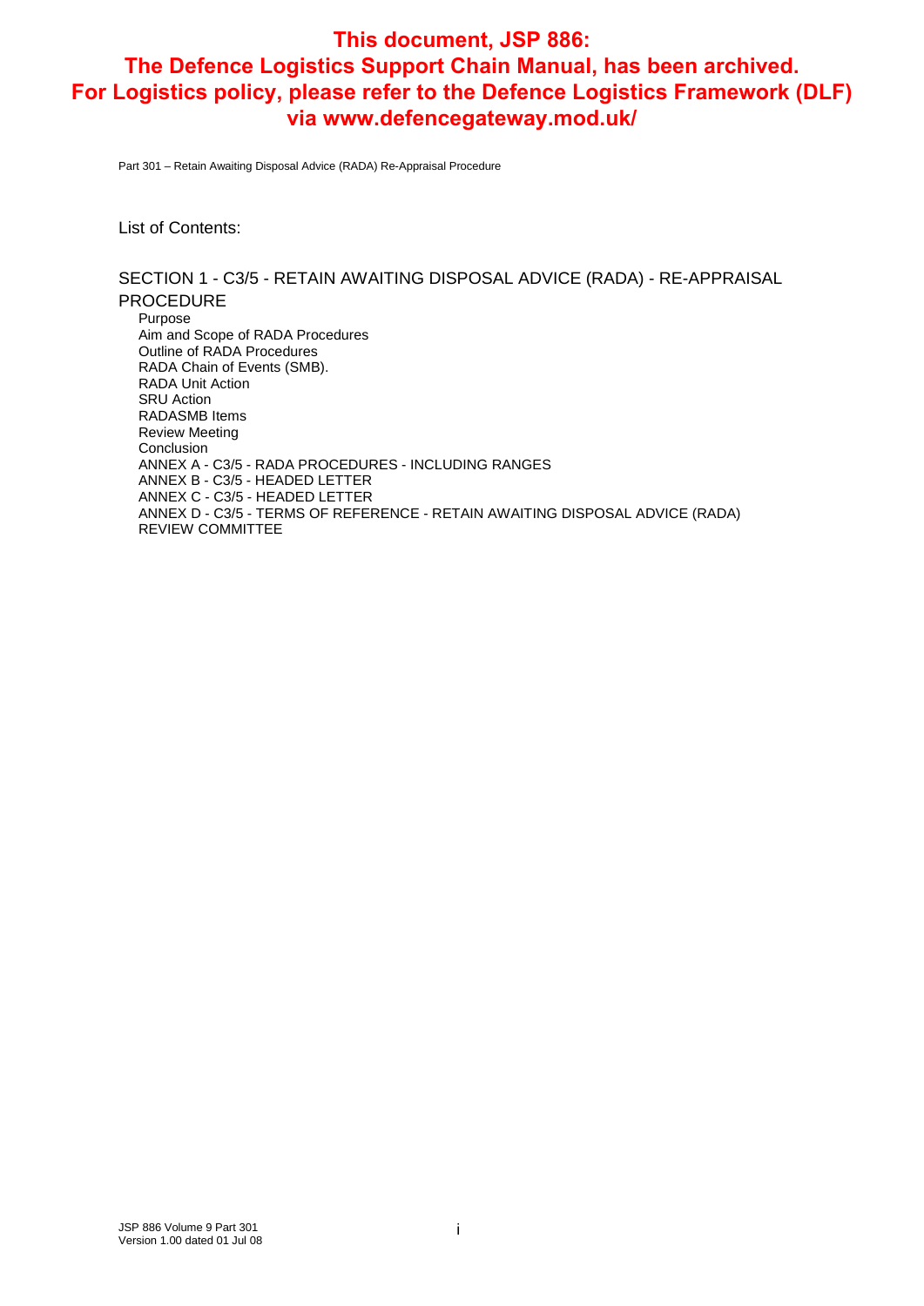**This document, JSP 886: The Defence Logistics Support Chain Manual, has been archived. For Logistics policy, please refer to the Defence Logistics Framework (DLF) via www.defencegateway.mod.uk/**

Part 301 – Retain Awaiting Disposal Advice (RADA) Re-Appraisal Procedure

List of Contents:

SECTION 1 - C3/5 - RETAIN AWAITING DISPOSAL ADVICE (RADA) - RE-APPRAISAL PROCEDURE

- Purpose
- Aim and Scope of RADA Procedures
- Outline of RADA Procedures
- RADA Chain of Events (SMB).
- RADA Unit Action
- SRU Action
- RADASMB Items
- Review Meeting
- Conclusion
- ANNEX A - C3/5 - RADA PROCEDURES - INCLUDING RANGES
- ANNEX B - C3/5 - HEADED LETTER
- ANNEX C - C3/5 - HEADED LETTER
- ANNEX D - C3/5 - TERMS OF REFERENCE - RETAIN AWAITING DISPOSAL ADVICE (RADA) REVIEW COMMITTEE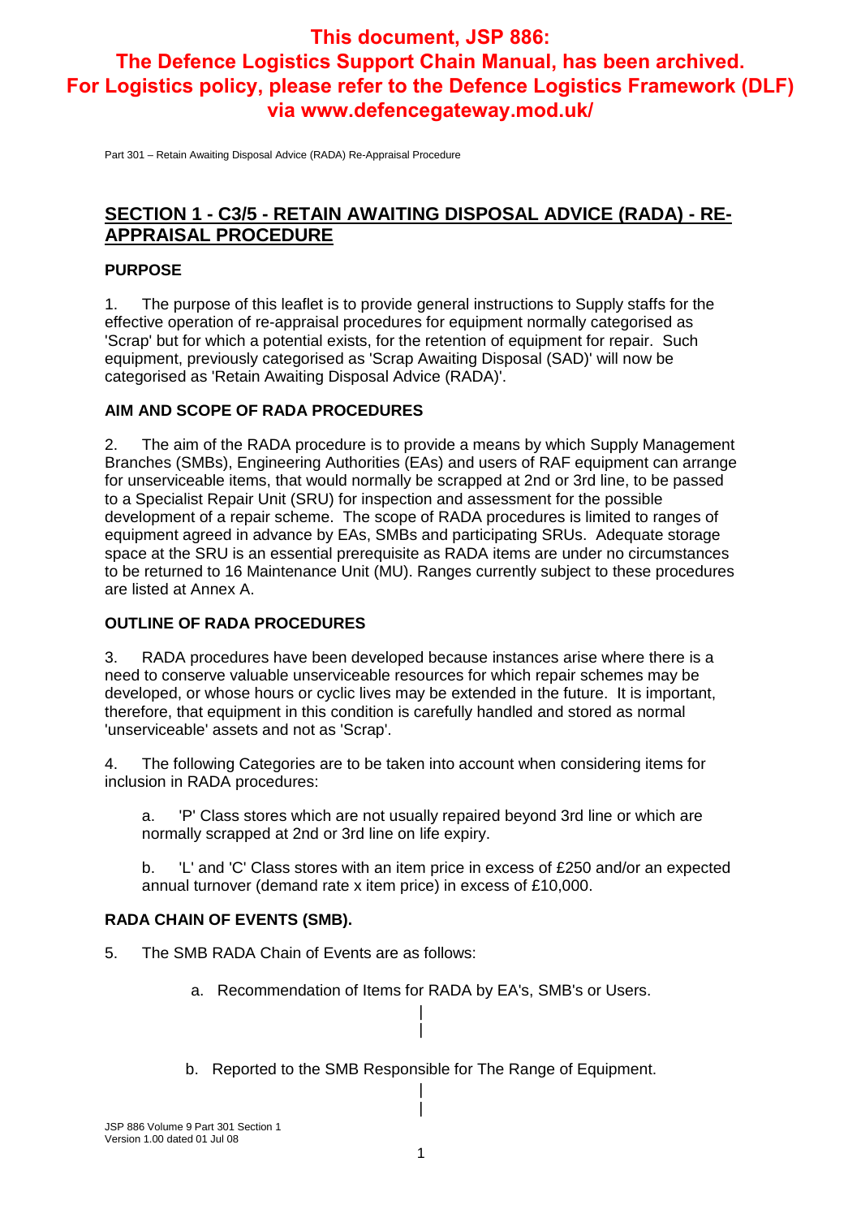**This document, JSP 886: The Defence Logistics Support Chain Manual, has been archived. For Logistics policy, please refer to the Defence Logistics Framework (DLF) via www.defencegateway.mod.uk/**

## SECTION 1 - C3/5 - RETAIN AWAITING DISPOSAL ADVICE (RADA) - RE-APPRAISAL PROCEDURE

### PURPOSE

1. The purpose of this leaflet is to provide general instructions to Supply staffs for the effective operation of re-appraisal procedures for equipment normally categorised as 'Scrap' but for which a potential exists, for the retention of equipment for repair. Such equipment, previously categorised as 'Scrap Awaiting Disposal (SAD)' will now be categorised as 'Retain Awaiting Disposal Advice (RADA)'.

### AIM AND SCOPE OF RADA PROCEDURES

2. The aim of the RADA procedure is to provide a means by which Supply Management Branches (SMBs), Engineering Authorities (EAs) and users of RAF equipment can arrange for unserviceable items, that would normally be scrapped at 2nd or 3rd line, to be passed to a Specialist Repair Unit (SRU) for inspection and assessment for the possible development of a repair scheme. The scope of RADA procedures is limited to ranges of equipment agreed in advance by EAs, SMBs and participating SRUs. Adequate storage space at the SRU is an essential prerequisite as RADA items are under no circumstances to be returned to 16 Maintenance Unit (MU). Ranges currently subject to these procedures are listed at Annex A.

### OUTLINE OF RADA PROCEDURES

3. RADA procedures have been developed because instances arise where there is a need to conserve valuable unserviceable resources for which repair schemes may be developed, or whose hours or cyclic lives may be extended in the future. It is important, therefore, that equipment in this condition is carefully handled and stored as normal 'unserviceable' assets and not as 'Scrap'.

4. The following Categories are to be taken into account when considering items for inclusion in RADA procedures:

a. 'P' Class stores which are not usually repaired beyond 3rd line or which are normally scrapped at 2nd or 3rd line on life expiry.

b. 'L' and 'C' Class stores with an item price in excess of £250 and/or an expected annual turnover (demand rate x item price) in excess of £10,000.

### RADA CHAIN OF EVENTS (SMB).

5. The SMB RADA Chain of Events are as follows:

a. Recommendation of Items for RADA by EA's, SMB's or Users.

|
|

b. Reported to the SMB Responsible for The Range of Equipment.

|
|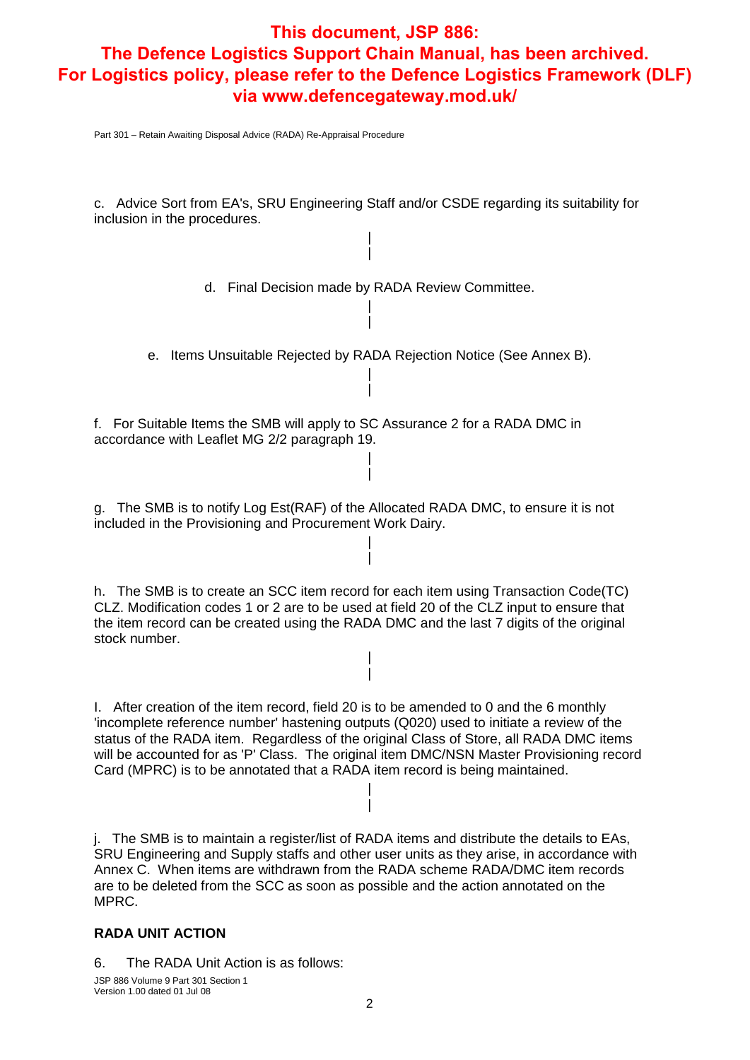This document, JSP 886: The Defence Logistics Support Chain Manual, has been archived. For Logistics policy, please refer to the Defence Logistics Framework (DLF) via www.defencegateway.mod.uk/

c. Advice Sort from EA's, SRU Engineering Staff and/or CSDE regarding its suitability for inclusion in the procedures.

|
|

d. Final Decision made by RADA Review Committee.

|
|

e. Items Unsuitable Rejected by RADA Rejection Notice (See Annex B).

|
|

f. For Suitable Items the SMB will apply to SC Assurance 2 for a RADA DMC in accordance with Leaflet MG 2/2 paragraph 19.

|
|

g. The SMB is to notify Log Est(RAF) of the Allocated RADA DMC, to ensure it is not included in the Provisioning and Procurement Work Dairy.

|
|

h. The SMB is to create an SCC item record for each item using Transaction Code(TC) CLZ. Modification codes 1 or 2 are to be used at field 20 of the CLZ input to ensure that the item record can be created using the RADA DMC and the last 7 digits of the original stock number.

|
|

I. After creation of the item record, field 20 is to be amended to 0 and the 6 monthly 'incomplete reference number' hastening outputs (Q020) used to initiate a review of the status of the RADA item. Regardless of the original Class of Store, all RADA DMC items will be accounted for as 'P' Class. The original item DMC/NSN Master Provisioning record Card (MPRC) is to be annotated that a RADA item record is being maintained.

|
|

j. The SMB is to maintain a register/list of RADA items and distribute the details to EAs, SRU Engineering and Supply staffs and other user units as they arise, in accordance with Annex C. When items are withdrawn from the RADA scheme RADA/DMC item records are to be deleted from the SCC as soon as possible and the action annotated on the MPRC.

**RADA UNIT ACTION**

6. The RADA Unit Action is as follows: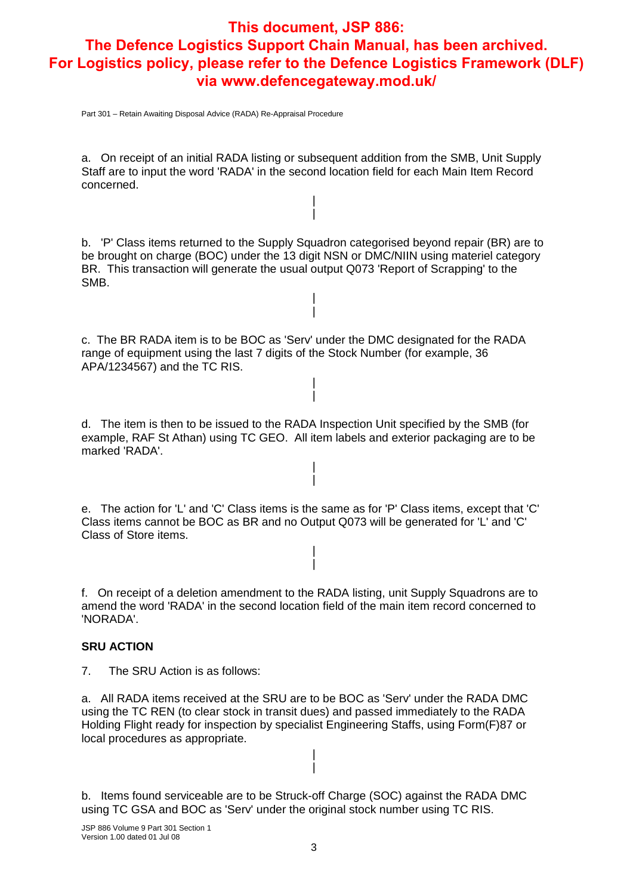**This document, JSP 886: The Defence Logistics Support Chain Manual, has been archived. For Logistics policy, please refer to the Defence Logistics Framework (DLF) via www.defencegateway.mod.uk/**

a. On receipt of an initial RADA listing or subsequent addition from the SMB, Unit Supply Staff are to input the word 'RADA' in the second location field for each Main Item Record concerned.

|
|

b. 'P' Class items returned to the Supply Squadron categorised beyond repair (BR) are to be brought on charge (BOC) under the 13 digit NSN or DMC/NIIN using materiel category BR. This transaction will generate the usual output Q073 'Report of Scrapping' to the SMB.

|
|

c. The BR RADA item is to be BOC as 'Serv' under the DMC designated for the RADA range of equipment using the last 7 digits of the Stock Number (for example, 36 APA/1234567) and the TC RIS.

|
|

d. The item is then to be issued to the RADA Inspection Unit specified by the SMB (for example, RAF St Athan) using TC GEO. All item labels and exterior packaging are to be marked 'RADA'.

|
|

e. The action for 'L' and 'C' Class items is the same as for 'P' Class items, except that 'C' Class items cannot be BOC as BR and no Output Q073 will be generated for 'L' and 'C' Class of Store items.

|
|

f. On receipt of a deletion amendment to the RADA listing, unit Supply Squadrons are to amend the word 'RADA' in the second location field of the main item record concerned to 'NORADA'.

**SRU ACTION**

7. The SRU Action is as follows:

a. All RADA items received at the SRU are to be BOC as 'Serv' under the RADA DMC using the TC REN (to clear stock in transit dues) and passed immediately to the RADA Holding Flight ready for inspection by specialist Engineering Staffs, using Form(F)87 or local procedures as appropriate.

|
|

b. Items found serviceable are to be Struck-off Charge (SOC) against the RADA DMC using TC GSA and BOC as 'Serv' under the original stock number using TC RIS.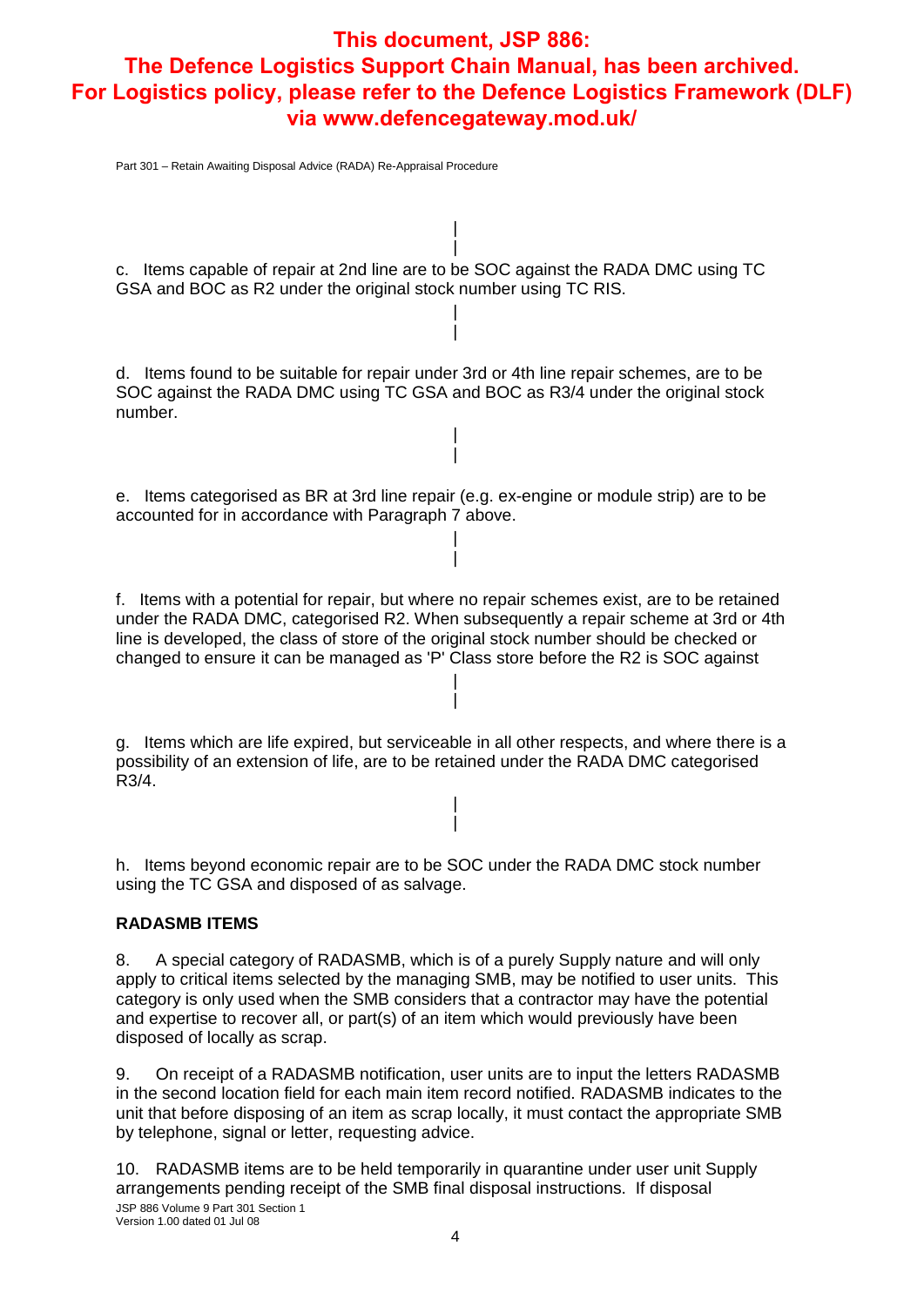**This document, JSP 886: The Defence Logistics Support Chain Manual, has been archived. For Logistics policy, please refer to the Defence Logistics Framework (DLF) via www.defencegateway.mod.uk/**

c. Items capable of repair at 2nd line are to be SOC against the RADA DMC using TC GSA and BOC as R2 under the original stock number using TC RIS.

d. Items found to be suitable for repair under 3rd or 4th line repair schemes, are to be SOC against the RADA DMC using TC GSA and BOC as R3/4 under the original stock number.

e. Items categorised as BR at 3rd line repair (e.g. ex-engine or module strip) are to be accounted for in accordance with Paragraph 7 above.

f. Items with a potential for repair, but where no repair schemes exist, are to be retained under the RADA DMC, categorised R2. When subsequently a repair scheme at 3rd or 4th line is developed, the class of store of the original stock number should be checked or changed to ensure it can be managed as 'P' Class store before the R2 is SOC against

g. Items which are life expired, but serviceable in all other respects, and where there is a possibility of an extension of life, are to be retained under the RADA DMC categorised R3/4.

h. Items beyond economic repair are to be SOC under the RADA DMC stock number using the TC GSA and disposed of as salvage.

**RADASMB ITEMS**

8. A special category of RADASMB, which is of a purely Supply nature and will only apply to critical items selected by the managing SMB, may be notified to user units. This category is only used when the SMB considers that a contractor may have the potential and expertise to recover all, or part(s) of an item which would previously have been disposed of locally as scrap.

9. On receipt of a RADASMB notification, user units are to input the letters RADASMB in the second location field for each main item record notified. RADASMB indicates to the unit that before disposing of an item as scrap locally, it must contact the appropriate SMB by telephone, signal or letter, requesting advice.

10. RADASMB items are to be held temporarily in quarantine under user unit Supply arrangements pending receipt of the SMB final disposal instructions. If disposal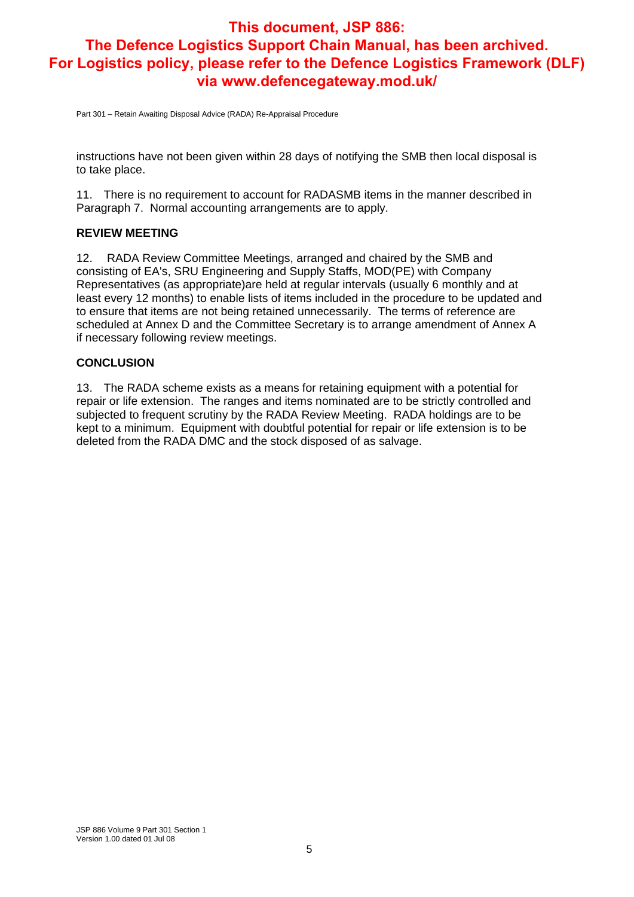instructions have not been given within 28 days of notifying the SMB then local disposal is to take place.

11. There is no requirement to account for RADASMB items in the manner described in Paragraph 7. Normal accounting arrangements are to apply.

**REVIEW MEETING**

12. RADA Review Committee Meetings, arranged and chaired by the SMB and consisting of EA's, SRU Engineering and Supply Staffs, MOD(PE) with Company Representatives (as appropriate)are held at regular intervals (usually 6 monthly and at least every 12 months) to enable lists of items included in the procedure to be updated and to ensure that items are not being retained unnecessarily. The terms of reference are scheduled at Annex D and the Committee Secretary is to arrange amendment of Annex A if necessary following review meetings.

**CONCLUSION**

13. The RADA scheme exists as a means for retaining equipment with a potential for repair or life extension. The ranges and items nominated are to be strictly controlled and subjected to frequent scrutiny by the RADA Review Meeting. RADA holdings are to be kept to a minimum. Equipment with doubtful potential for repair or life extension is to be deleted from the RADA DMC and the stock disposed of as salvage.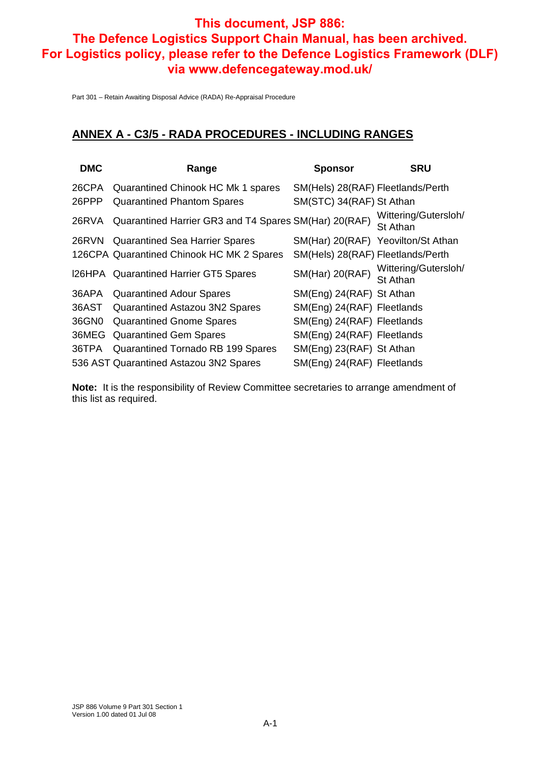**This document, JSP 886: The Defence Logistics Support Chain Manual, has been archived. For Logistics policy, please refer to the Defence Logistics Framework (DLF) via www.defencegateway.mod.uk/**

## ANNEX A - C3/5 - RADA PROCEDURES - INCLUDING RANGES

| DMC | Range | Sponsor | SRU |
|---|---|---|---|
| 26CPA | Quarantined Chinook HC Mk 1 spares | SM(Hels) 28(RAF) | Fleetlands/Perth |
| 26PPP | Quarantined Phantom Spares | SM(STC) 34(RAF) | St Athan |
| 26RVA | Quarantined Harrier GR3 and T4 Spares | SM(Har) 20(RAF) | Wittering/Gutersloh/ St Athan |
| 26RVN | Quarantined Sea Harrier Spares | SM(Har) 20(RAF) | Yeovilton/St Athan |
| 126CPA | Quarantined Chinook HC MK 2 Spares | SM(Hels) 28(RAF) | Fleetlands/Perth |
| I26HPA | Quarantined Harrier GT5 Spares | SM(Har) 20(RAF) | Wittering/Gutersloh/ St Athan |
| 36APA | Quarantined Adour Spares | SM(Eng) 24(RAF) | St Athan |
| 36AST | Quarantined Astazou 3N2 Spares | SM(Eng) 24(RAF) | Fleetlands |
| 36GN0 | Quarantined Gnome Spares | SM(Eng) 24(RAF) | Fleetlands |
| 36MEG | Quarantined Gem Spares | SM(Eng) 24(RAF) | Fleetlands |
| 36TPA | Quarantined Tornado RB 199 Spares | SM(Eng) 23(RAF) | St Athan |
| 536 AST | Quarantined Astazou 3N2 Spares | SM(Eng) 24(RAF) | Fleetlands |

**Note:** It is the responsibility of Review Committee secretaries to arrange amendment of this list as required.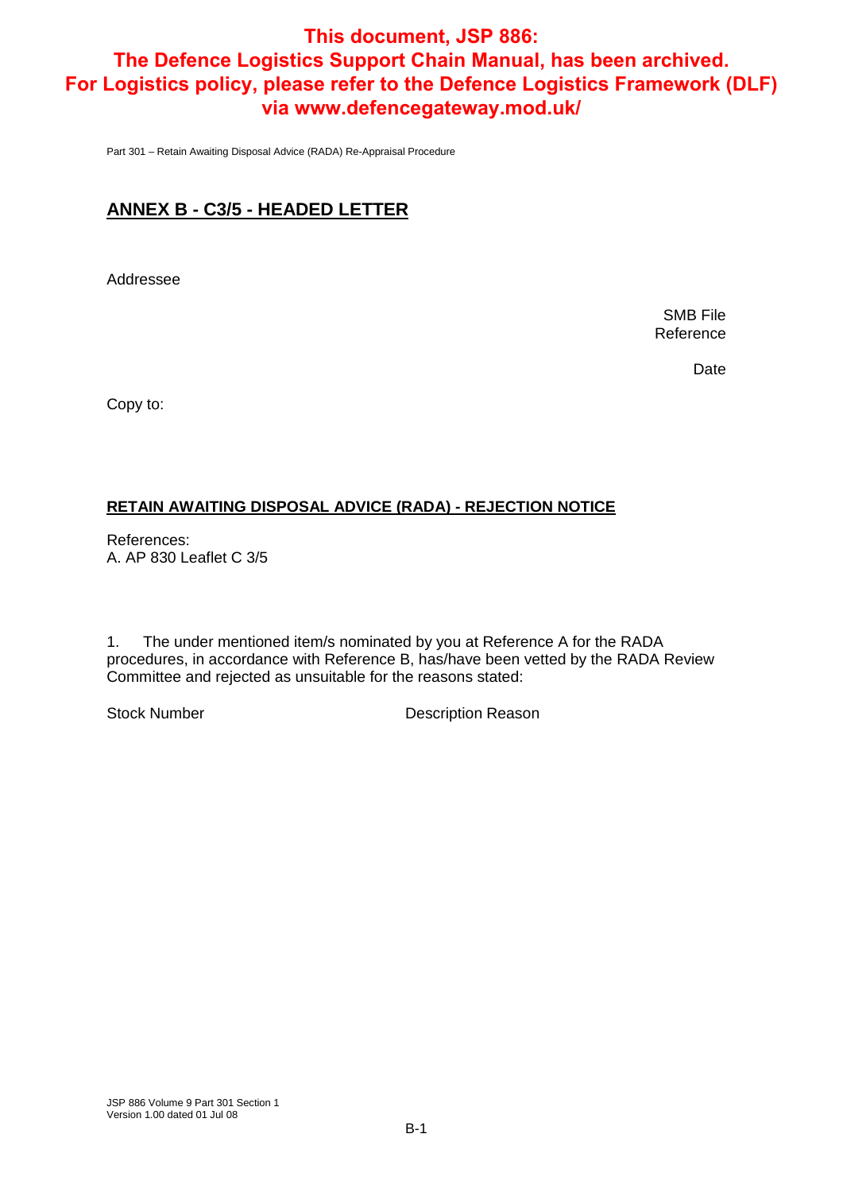**This document, JSP 886: The Defence Logistics Support Chain Manual, has been archived. For Logistics policy, please refer to the Defence Logistics Framework (DLF) via www.defencegateway.mod.uk/**

## ANNEX B - C3/5 - HEADED LETTER

Addressee

SMB File Reference

Date

Copy to:

**RETAIN AWAITING DISPOSAL ADVICE (RADA) - REJECTION NOTICE**

References:
A. AP 830 Leaflet C 3/5

1. The under mentioned item/s nominated by you at Reference A for the RADA procedures, in accordance with Reference B, has/have been vetted by the RADA Review Committee and rejected as unsuitable for the reasons stated:

Stock Number | Description Reason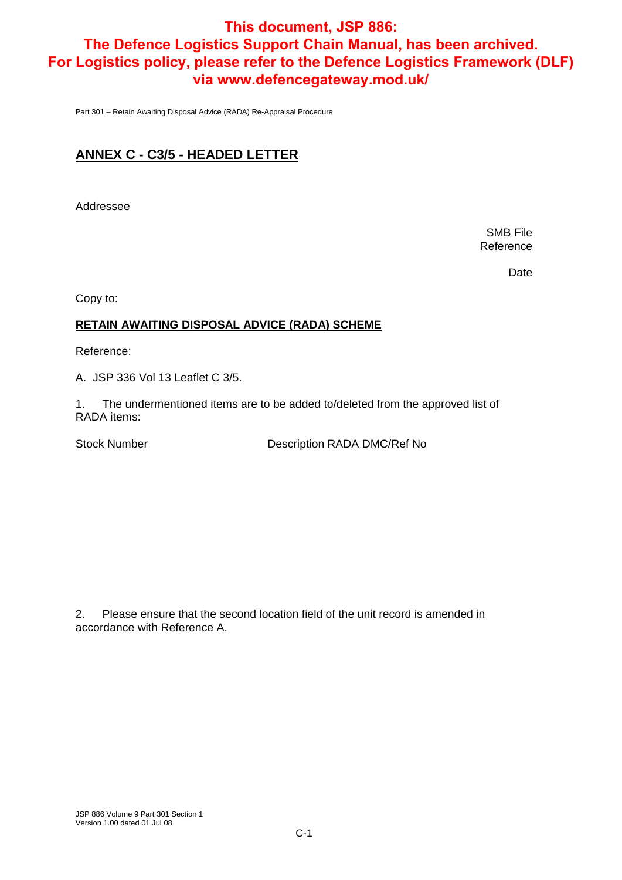**This document, JSP 886: The Defence Logistics Support Chain Manual, has been archived. For Logistics policy, please refer to the Defence Logistics Framework (DLF) via www.defencegateway.mod.uk/**

## ANNEX C - C3/5 - HEADED LETTER

Addressee

SMB File Reference

Date

Copy to:

**RETAIN AWAITING DISPOSAL ADVICE (RADA) SCHEME**

Reference:

A. JSP 336 Vol 13 Leaflet C 3/5.

1. The undermentioned items are to be added to/deleted from the approved list of RADA items:

Stock Number | Description RADA DMC/Ref No

2. Please ensure that the second location field of the unit record is amended in accordance with Reference A.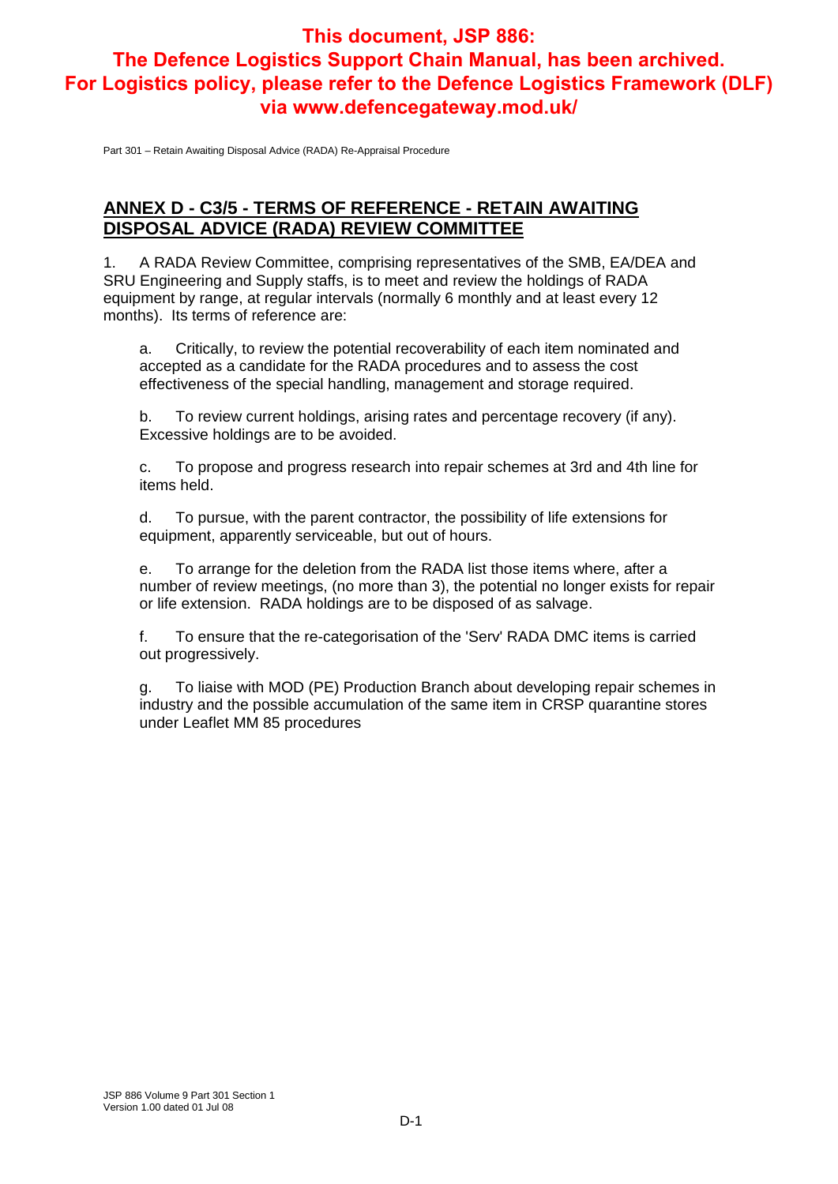**This document, JSP 886: The Defence Logistics Support Chain Manual, has been archived. For Logistics policy, please refer to the Defence Logistics Framework (DLF) via www.defencegateway.mod.uk/**

## ANNEX D - C3/5 - TERMS OF REFERENCE - RETAIN AWAITING DISPOSAL ADVICE (RADA) REVIEW COMMITTEE

1. A RADA Review Committee, comprising representatives of the SMB, EA/DEA and SRU Engineering and Supply staffs, is to meet and review the holdings of RADA equipment by range, at regular intervals (normally 6 monthly and at least every 12 months). Its terms of reference are:

   a. Critically, to review the potential recoverability of each item nominated and accepted as a candidate for the RADA procedures and to assess the cost effectiveness of the special handling, management and storage required.

   b. To review current holdings, arising rates and percentage recovery (if any). Excessive holdings are to be avoided.

   c. To propose and progress research into repair schemes at 3rd and 4th line for items held.

   d. To pursue, with the parent contractor, the possibility of life extensions for equipment, apparently serviceable, but out of hours.

   e. To arrange for the deletion from the RADA list those items where, after a number of review meetings, (no more than 3), the potential no longer exists for repair or life extension. RADA holdings are to be disposed of as salvage.

   f. To ensure that the re-categorisation of the 'Serv' RADA DMC items is carried out progressively.

   g. To liaise with MOD (PE) Production Branch about developing repair schemes in industry and the possible accumulation of the same item in CRSP quarantine stores under Leaflet MM 85 procedures